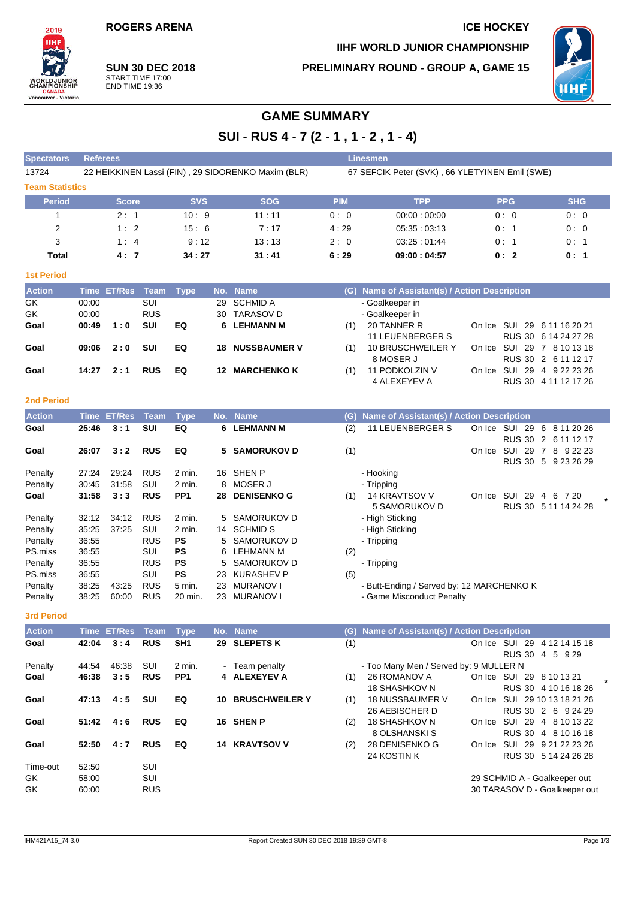ROGERS ARENA

ICE HOCKEY

IIHF WORLD JUNIOR CHAMPIONSHIP

**SUN 30 DEC 2018**
START TIME 17:00
END TIME 19:36

PRELIMINARY ROUND - GROUP A, GAME 15

# GAME SUMMARY

## SUI - RUS 4 - 7 (2 - 1 , 1 - 2 , 1 - 4)

| Spectators | Referees | Linesmen |
|---|---|---|
| 13724 | 22 HEIKKINEN Lassi (FIN) , 29 SIDORENKO Maxim (BLR) | 67 SEFCIK Peter (SVK) , 66 YLETYINEN Emil (SWE) |

### Team Statistics

| Period | Score | SVS | SOG | PIM | TPP | PPG | SHG |
|---|---|---|---|---|---|---|---|
| 1 | 2 : 1 | 10 : 9 | 11 : 11 | 0 : 0 | 00:00 : 00:00 | 0 : 0 | 0 : 0 |
| 2 | 1 : 2 | 15 : 6 | 7 : 17 | 4 : 29 | 05:35 : 03:13 | 0 : 1 | 0 : 0 |
| 3 | 1 : 4 | 9 : 12 | 13 : 13 | 2 : 0 | 03:25 : 01:44 | 0 : 1 | 0 : 1 |
| **Total** | **4 : 7** | **34 : 27** | **31 : 41** | **6 : 29** | **09:00 : 04:57** | **0 : 2** | **0 : 1** |

### 1st Period

| Action | Time | ET/Res | Team | Type | No. | Name | (G) | Name of Assistant(s) / Action Description | On Ice |
|---|---|---|---|---|---|---|---|---|---|
| GK | 00:00 | | SUI | | 29 | SCHMID A | | - Goalkeeper in | |
| GK | 00:00 | | RUS | | 30 | TARASOV D | | - Goalkeeper in | |
| **Goal** | **00:49** | **1 : 0** | **SUI** | **EQ** | **6** | **LEHMANN M** | (1) | 20 TANNER R<br>11 LEUENBERGER S | SUI 29 6 11 16 20 21<br>RUS 30 6 14 24 27 28 |
| **Goal** | **09:06** | **2 : 0** | **SUI** | **EQ** | **18** | **NUSSBAUMER V** | (1) | 10 BRUSCHWEILER Y<br>8 MOSER J | SUI 29 7 8 10 13 18<br>RUS 30 2 6 11 12 17 |
| **Goal** | **14:27** | **2 : 1** | **RUS** | **EQ** | **12** | **MARCHENKO K** | (1) | 11 PODKOLZIN V<br>4 ALEXEYEV A | SUI 29 4 9 22 23 26<br>RUS 30 4 11 12 17 26 |

### 2nd Period

| Action | Time | ET/Res | Team | Type | No. | Name | (G) | Name of Assistant(s) / Action Description | On Ice |
|---|---|---|---|---|---|---|---|---|---|
| **Goal** | **25:46** | **3 : 1** | **SUI** | **EQ** | **6** | **LEHMANN M** | (2) | 11 LEUENBERGER S | SUI 29 6 8 11 20 26<br>RUS 30 2 6 11 12 17 |
| **Goal** | **26:07** | **3 : 2** | **RUS** | **EQ** | **5** | **SAMORUKOV D** | (1) | | SUI 29 7 8 9 22 23<br>RUS 30 5 9 23 26 29 |
| Penalty | 27:24 | 29:24 | RUS | 2 min. | 16 | SHEN P | | - Hooking | |
| Penalty | 30:45 | 31:58 | SUI | 2 min. | 8 | MOSER J | | - Tripping | |
| **Goal** | **31:58** | **3 : 3** | **RUS** | **PP1** | **28** | **DENISENKO G** | (1) | 14 KRAVTSOV V<br>5 SAMORUKOV D | SUI 29 4 6 7 20<br>RUS 30 5 11 14 24 28 * |
| Penalty | 32:12 | 34:12 | RUS | 2 min. | 5 | SAMORUKOV D | | - High Sticking | |
| Penalty | 35:25 | 37:25 | SUI | 2 min. | 14 | SCHMID S | | - High Sticking | |
| Penalty | 36:55 | | RUS | **PS** | 5 | SAMORUKOV D | | - Tripping | |
| PS.miss | 36:55 | | SUI | **PS** | 6 | LEHMANN M | (2) | | |
| Penalty | 36:55 | | RUS | **PS** | 5 | SAMORUKOV D | | - Tripping | |
| PS.miss | 36:55 | | SUI | **PS** | 23 | KURASHEV P | (5) | | |
| Penalty | 38:25 | 43:25 | RUS | 5 min. | 23 | MURANOV I | | - Butt-Ending / Served by: 12 MARCHENKO K | |
| Penalty | 38:25 | 60:00 | RUS | 20 min. | 23 | MURANOV I | | - Game Misconduct Penalty | |

### 3rd Period

| Action | Time | ET/Res | Team | Type | No. | Name | (G) | Name of Assistant(s) / Action Description | On Ice |
|---|---|---|---|---|---|---|---|---|---|
| **Goal** | **42:04** | **3 : 4** | **RUS** | **SH1** | **29** | **SLEPETS K** | (1) | | SUI 29 4 12 14 15 18<br>RUS 30 4 5 9 29 |
| Penalty | 44:54 | 46:38 | SUI | 2 min. | - | Team penalty | | - Too Many Men / Served by: 9 MULLER N | |
| **Goal** | **46:38** | **3 : 5** | **RUS** | **PP1** | **4** | **ALEXEYEV A** | (1) | 26 ROMANOV A<br>18 SHASHKOV N | SUI 29 8 10 13 21<br>RUS 30 4 10 16 18 26 * |
| **Goal** | **47:13** | **4 : 5** | **SUI** | **EQ** | **10** | **BRUSCHWEILER Y** | (1) | 18 NUSSBAUMER V<br>26 AEBISCHER D | SUI 29 10 13 18 21 26<br>RUS 30 2 6 9 24 29 |
| **Goal** | **51:42** | **4 : 6** | **RUS** | **EQ** | **16** | **SHEN P** | (2) | 18 SHASHKOV N<br>8 OLSHANSKI S | SUI 29 4 8 10 13 22<br>RUS 30 4 8 10 16 18 |
| **Goal** | **52:50** | **4 : 7** | **RUS** | **EQ** | **14** | **KRAVTSOV V** | (2) | 28 DENISENKO G<br>24 KOSTIN K | SUI 29 9 21 22 23 26<br>RUS 30 5 14 24 26 28 |
| Time-out | 52:50 | | SUI | | | | | | |
| GK | 58:00 | | SUI | | | | | 29 SCHMID A - Goalkeeper out | |
| GK | 60:00 | | RUS | | | | | 30 TARASOV D - Goalkeeper out | |

IHM421A15_74 3.0 — Report Created SUN 30 DEC 2018 19:39 GMT-8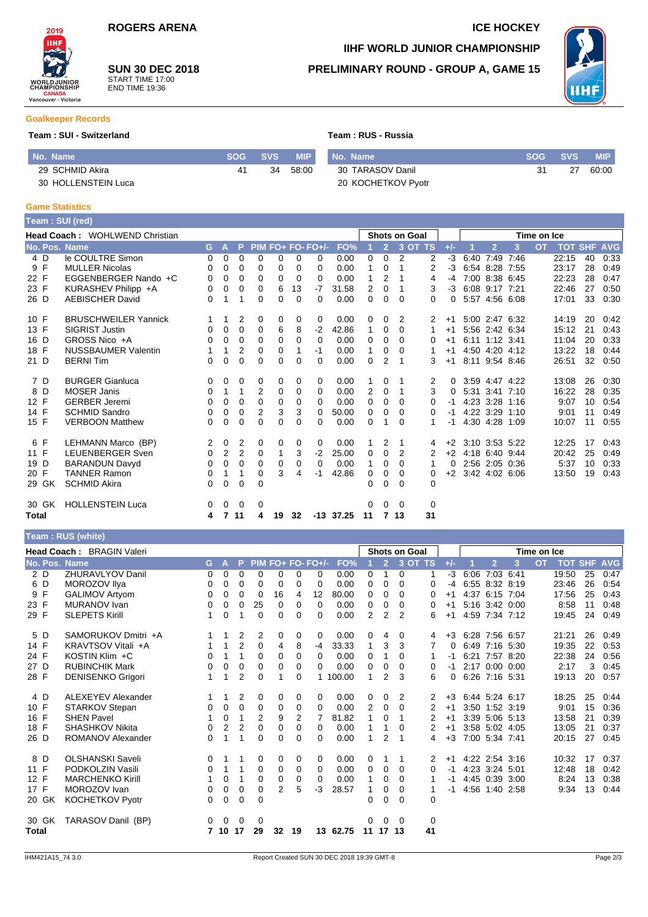**ROGERS ARENA**

**ICE HOCKEY**

**IIHF WORLD JUNIOR CHAMPIONSHIP**

**SUN 30 DEC 2018**
START TIME 17:00
END TIME 19:36

**PRELIMINARY ROUND - GROUP A, GAME 15**

## Goalkeeper Records

**Team : SUI - Switzerland**

| No. Name | SOG | SVS | MIP |
|---|---|---|---|
| 29 SCHMID Akira | 41 | 34 | 58:00 |
| 30 HOLLENSTEIN Luca | | | |

**Team : RUS - Russia**

| No. Name | SOG | SVS | MIP |
|---|---|---|---|
| 30 TARASOV Danil | 31 | 27 | 60:00 |
| 20 KOCHETKOV Pyotr | | | |

## Game Statistics

**Team : SUI (red)**

**Head Coach :** WOHLWEND Christian

| No. | Pos. | Name | G | A | P | PIM | FO+ | FO- | FO+/- | FO% | SOG 1 | SOG 2 | SOG 3 | SOG OT | SOG TS | +/- | TOI 1 | TOI 2 | TOI 3 | TOI OT | TOT | SHF | AVG |
|---|---|---|---|---|---|---|---|---|---|---|---|---|---|---|---|---|---|---|---|---|---|---|---|
| 4 | D | le COULTRE Simon | 0 | 0 | 0 | 0 | 0 | 0 | 0 | 0.00 | 0 | 0 | 2 | | 2 | -3 | 6:40 | 7:49 | 7:46 | | 22:15 | 40 | 0:33 |
| 9 | F | MULLER Nicolas | 0 | 0 | 0 | 0 | 0 | 0 | 0 | 0.00 | 1 | 0 | 1 | | 2 | -3 | 6:54 | 8:28 | 7:55 | | 23:17 | 28 | 0:49 |
| 22 | F | EGGENBERGER Nando +C | 0 | 0 | 0 | 0 | 0 | 0 | 0 | 0.00 | 1 | 2 | 1 | | 4 | -4 | 7:00 | 8:38 | 6:45 | | 22:23 | 28 | 0:47 |
| 23 | F | KURASHEV Philipp +A | 0 | 0 | 0 | 0 | 6 | 13 | -7 | 31.58 | 2 | 0 | 1 | | 3 | -3 | 6:08 | 9:17 | 7:21 | | 22:46 | 27 | 0:50 |
| 26 | D | AEBISCHER David | 0 | 1 | 1 | 0 | 0 | 0 | 0 | 0.00 | 0 | 0 | 0 | | 0 | 0 | 5:57 | 4:56 | 6:08 | | 17:01 | 33 | 0:30 |
| 10 | F | BRUSCHWEILER Yannick | 1 | 1 | 2 | 0 | 0 | 0 | 0 | 0.00 | 0 | 0 | 2 | | 2 | +1 | 5:00 | 2:47 | 6:32 | | 14:19 | 20 | 0:42 |
| 13 | F | SIGRIST Justin | 0 | 0 | 0 | 0 | 6 | 8 | -2 | 42.86 | 1 | 0 | 0 | | 1 | +1 | 5:56 | 2:42 | 6:34 | | 15:12 | 21 | 0:43 |
| 16 | D | GROSS Nico +A | 0 | 0 | 0 | 0 | 0 | 0 | 0 | 0.00 | 0 | 0 | 0 | | 0 | +1 | 6:11 | 1:12 | 3:41 | | 11:04 | 20 | 0:33 |
| 18 | F | NUSSBAUMER Valentin | 1 | 1 | 2 | 0 | 0 | 1 | -1 | 0.00 | 1 | 0 | 0 | | 1 | +1 | 4:50 | 4:20 | 4:12 | | 13:22 | 18 | 0:44 |
| 21 | D | BERNI Tim | 0 | 0 | 0 | 0 | 0 | 0 | 0 | 0.00 | 0 | 2 | 1 | | 3 | +1 | 8:11 | 9:54 | 8:46 | | 26:51 | 32 | 0:50 |
| 7 | D | BURGER Gianluca | 0 | 0 | 0 | 0 | 0 | 0 | 0 | 0.00 | 1 | 0 | 1 | | 2 | 0 | 3:59 | 4:47 | 4:22 | | 13:08 | 26 | 0:30 |
| 8 | D | MOSER Janis | 0 | 1 | 1 | 2 | 0 | 0 | 0 | 0.00 | 2 | 0 | 1 | | 3 | 0 | 5:31 | 3:41 | 7:10 | | 16:22 | 28 | 0:35 |
| 12 | F | GERBER Jeremi | 0 | 0 | 0 | 0 | 0 | 0 | 0 | 0.00 | 0 | 0 | 0 | | 0 | -1 | 4:23 | 3:28 | 1:16 | | 9:07 | 10 | 0:54 |
| 14 | F | SCHMID Sandro | 0 | 0 | 0 | 2 | 3 | 3 | 0 | 50.00 | 0 | 0 | 0 | | 0 | -1 | 4:22 | 3:29 | 1:10 | | 9:01 | 11 | 0:49 |
| 15 | F | VERBOON Matthew | 0 | 0 | 0 | 0 | 0 | 0 | 0 | 0.00 | 0 | 1 | 0 | | 1 | -1 | 4:30 | 4:28 | 1:09 | | 10:07 | 11 | 0:55 |
| 6 | F | LEHMANN Marco (BP) | 2 | 0 | 2 | 0 | 0 | 0 | 0 | 0.00 | 1 | 2 | 1 | | 4 | +2 | 3:10 | 3:53 | 5:22 | | 12:25 | 17 | 0:43 |
| 11 | F | LEUENBERGER Sven | 0 | 2 | 2 | 0 | 1 | 3 | -2 | 25.00 | 0 | 0 | 2 | | 2 | +2 | 4:18 | 6:40 | 9:44 | | 20:42 | 25 | 0:49 |
| 19 | D | BARANDUN Davyd | 0 | 0 | 0 | 0 | 0 | 0 | 0 | 0.00 | 1 | 0 | 0 | | 1 | 0 | 2:56 | 2:05 | 0:36 | | 5:37 | 10 | 0:33 |
| 20 | F | TANNER Ramon | 0 | 1 | 1 | 0 | 3 | 4 | -1 | 42.86 | 0 | 0 | 0 | | 0 | +2 | 3:42 | 4:02 | 6:06 | | 13:50 | 19 | 0:43 |
| 29 | GK | SCHMID Akira | 0 | 0 | 0 | 0 | | | | | 0 | 0 | 0 | | 0 | | | | | | | | |
| 30 | GK | HOLLENSTEIN Luca | 0 | 0 | 0 | 0 | | | | | 0 | 0 | 0 | | 0 | | | | | | | | |
| **Total** | | | **4** | **7** | **11** | **4** | **19** | **32** | **-13** | **37.25** | **11** | **7** | **13** | | **31** | | | | | | | | |

**Team : RUS (white)**

**Head Coach :** BRAGIN Valeri

| No. | Pos. | Name | G | A | P | PIM | FO+ | FO- | FO+/- | FO% | SOG 1 | SOG 2 | SOG 3 | SOG OT | SOG TS | +/- | TOI 1 | TOI 2 | TOI 3 | TOI OT | TOT | SHF | AVG |
|---|---|---|---|---|---|---|---|---|---|---|---|---|---|---|---|---|---|---|---|---|---|---|---|
| 2 | D | ZHURAVLYOV Danil | 0 | 0 | 0 | 0 | 0 | 0 | 0 | 0.00 | 0 | 1 | 0 | | 1 | -3 | 6:06 | 7:03 | 6:41 | | 19:50 | 25 | 0:47 |
| 6 | D | MOROZOV Ilya | 0 | 0 | 0 | 0 | 0 | 0 | 0 | 0.00 | 0 | 0 | 0 | | 0 | -4 | 6:55 | 8:32 | 8:19 | | 23:46 | 26 | 0:54 |
| 9 | F | GALIMOV Artyom | 0 | 0 | 0 | 0 | 16 | 4 | 12 | 80.00 | 0 | 0 | 0 | | 0 | +1 | 4:37 | 6:15 | 7:04 | | 17:56 | 25 | 0:43 |
| 23 | F | MURANOV Ivan | 0 | 0 | 0 | 25 | 0 | 0 | 0 | 0.00 | 0 | 0 | 0 | | 0 | +1 | 5:16 | 3:42 | 0:00 | | 8:58 | 11 | 0:48 |
| 29 | F | SLEPETS Kirill | 1 | 0 | 1 | 0 | 0 | 0 | 0 | 0.00 | 2 | 2 | 2 | | 6 | +1 | 4:59 | 7:34 | 7:12 | | 19:45 | 24 | 0:49 |
| 5 | D | SAMORUKOV Dmitri +A | 1 | 1 | 2 | 2 | 0 | 0 | 0 | 0.00 | 0 | 4 | 0 | | 4 | +3 | 6:28 | 7:56 | 6:57 | | 21:21 | 26 | 0:49 |
| 14 | F | KRAVTSOV Vitali +A | 1 | 1 | 2 | 0 | 4 | 8 | -4 | 33.33 | 1 | 3 | 3 | | 7 | 0 | 6:49 | 7:16 | 5:30 | | 19:35 | 22 | 0:53 |
| 24 | F | KOSTIN Klim +C | 0 | 1 | 1 | 0 | 0 | 0 | 0 | 0.00 | 0 | 1 | 0 | | 1 | -1 | 6:21 | 7:57 | 8:20 | | 22:38 | 24 | 0:56 |
| 27 | D | RUBINCHIK Mark | 0 | 0 | 0 | 0 | 0 | 0 | 0 | 0.00 | 0 | 0 | 0 | | 0 | -1 | 2:17 | 0:00 | 0:00 | | 2:17 | 3 | 0:45 |
| 28 | F | DENISENKO Grigori | 1 | 1 | 2 | 0 | 1 | 0 | 1 | 100.00 | 1 | 2 | 3 | | 6 | 0 | 6:26 | 7:16 | 5:31 | | 19:13 | 20 | 0:57 |
| 4 | D | ALEXEYEV Alexander | 1 | 1 | 2 | 0 | 0 | 0 | 0 | 0.00 | 0 | 0 | 2 | | 2 | +3 | 6:44 | 5:24 | 6:17 | | 18:25 | 25 | 0:44 |
| 10 | F | STARKOV Stepan | 0 | 0 | 0 | 0 | 0 | 0 | 0 | 0.00 | 2 | 0 | 0 | | 2 | +1 | 3:50 | 1:52 | 3:19 | | 9:01 | 15 | 0:36 |
| 16 | F | SHEN Pavel | 1 | 0 | 1 | 2 | 9 | 2 | 7 | 81.82 | 1 | 0 | 1 | | 2 | +1 | 3:39 | 5:06 | 5:13 | | 13:58 | 21 | 0:39 |
| 18 | F | SHASHKOV Nikita | 0 | 2 | 2 | 0 | 0 | 0 | 0 | 0.00 | 1 | 1 | 0 | | 2 | +1 | 3:58 | 5:02 | 4:05 | | 13:05 | 21 | 0:37 |
| 26 | D | ROMANOV Alexander | 0 | 1 | 1 | 0 | 0 | 0 | 0 | 0.00 | 1 | 2 | 1 | | 4 | +3 | 7:00 | 5:34 | 7:41 | | 20:15 | 27 | 0:45 |
| 8 | D | OLSHANSKI Saveli | 0 | 1 | 1 | 0 | 0 | 0 | 0 | 0.00 | 0 | 1 | 1 | | 2 | +1 | 4:22 | 2:54 | 3:16 | | 10:32 | 17 | 0:37 |
| 11 | F | PODKOLZIN Vasili | 0 | 1 | 1 | 0 | 0 | 0 | 0 | 0.00 | 0 | 0 | 0 | | 0 | -1 | 4:23 | 3:24 | 5:01 | | 12:48 | 18 | 0:42 |
| 12 | F | MARCHENKO Kirill | 1 | 0 | 1 | 0 | 0 | 0 | 0 | 0.00 | 1 | 0 | 0 | | 1 | -1 | 4:45 | 0:39 | 3:00 | | 8:24 | 13 | 0:38 |
| 17 | F | MOROZOV Ivan | 0 | 0 | 0 | 0 | 2 | 5 | -3 | 28.57 | 1 | 0 | 0 | | 1 | -1 | 4:56 | 1:40 | 2:58 | | 9:34 | 13 | 0:44 |
| 20 | GK | KOCHETKOV Pyotr | 0 | 0 | 0 | 0 | | | | | 0 | 0 | 0 | | 0 | | | | | | | | |
| 30 | GK | TARASOV Danil (BP) | 0 | 0 | 0 | 0 | | | | | 0 | 0 | 0 | | 0 | | | | | | | | |
| **Total** | | | **7** | **10** | **17** | **29** | **32** | **19** | **13** | **62.75** | **11** | **17** | **13** | | **41** | | | | | | | | |

IHM421A15_74 3.0 — Report Created SUN 30 DEC 2018 19:39 GMT-8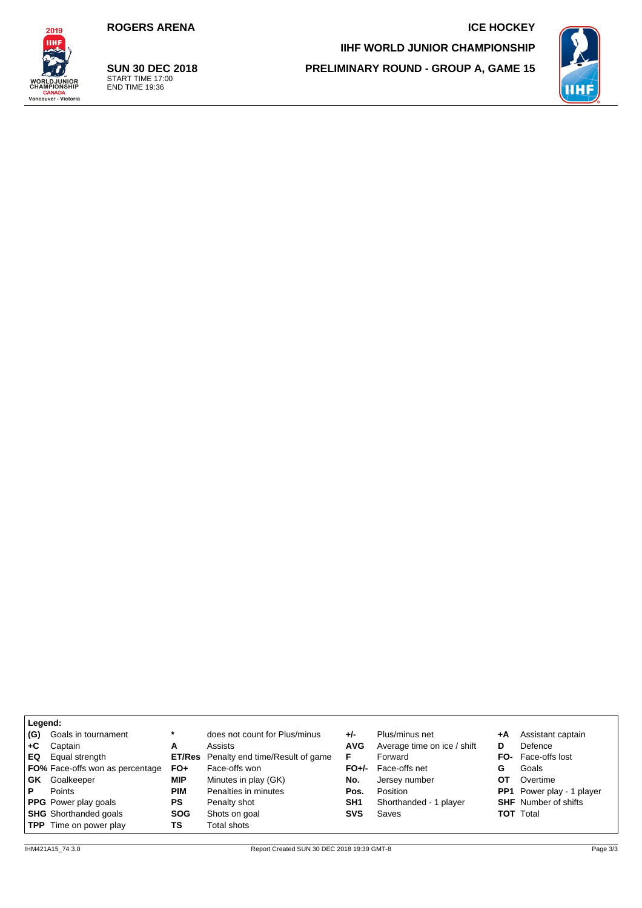ROGERS ARENA

ICE HOCKEY

IIHF WORLD JUNIOR CHAMPIONSHIP

**SUN 30 DEC 2018**
START TIME 17:00
END TIME 19:36

**PRELIMINARY ROUND - GROUP A, GAME 15**

**Legend:**

| | | | | | | | |
|---|---|---|---|---|---|---|---|
| **(G)** Goals in tournament | | **\*** | does not count for Plus/minus | **+/-** | Plus/minus net | **+A** | Assistant captain |
| **+C** Captain | | **A** | Assists | **AVG** | Average time on ice / shift | **D** | Defence |
| **EQ** Equal strength | | **ET/Res** | Penalty end time/Result of game | **F** | Forward | **FO-** | Face-offs lost |
| **FO%** Face-offs won as percentage | | **FO+** | Face-offs won | **FO+/-** | Face-offs net | **G** | Goals |
| **GK** Goalkeeper | | **MIP** | Minutes in play (GK) | **No.** | Jersey number | **OT** | Overtime |
| **P** Points | | **PIM** | Penalties in minutes | **Pos.** | Position | **PP1** | Power play - 1 player |
| **PPG** Power play goals | | **PS** | Penalty shot | **SH1** | Shorthanded - 1 player | **SHF** | Number of shifts |
| **SHG** Shorthanded goals | | **SOG** | Shots on goal | **SVS** | Saves | **TOT** | Total |
| **TPP** Time on power play | | **TS** | Total shots | | | | |

IHM421A15_74 3.0 Report Created SUN 30 DEC 2018 19:39 GMT-8